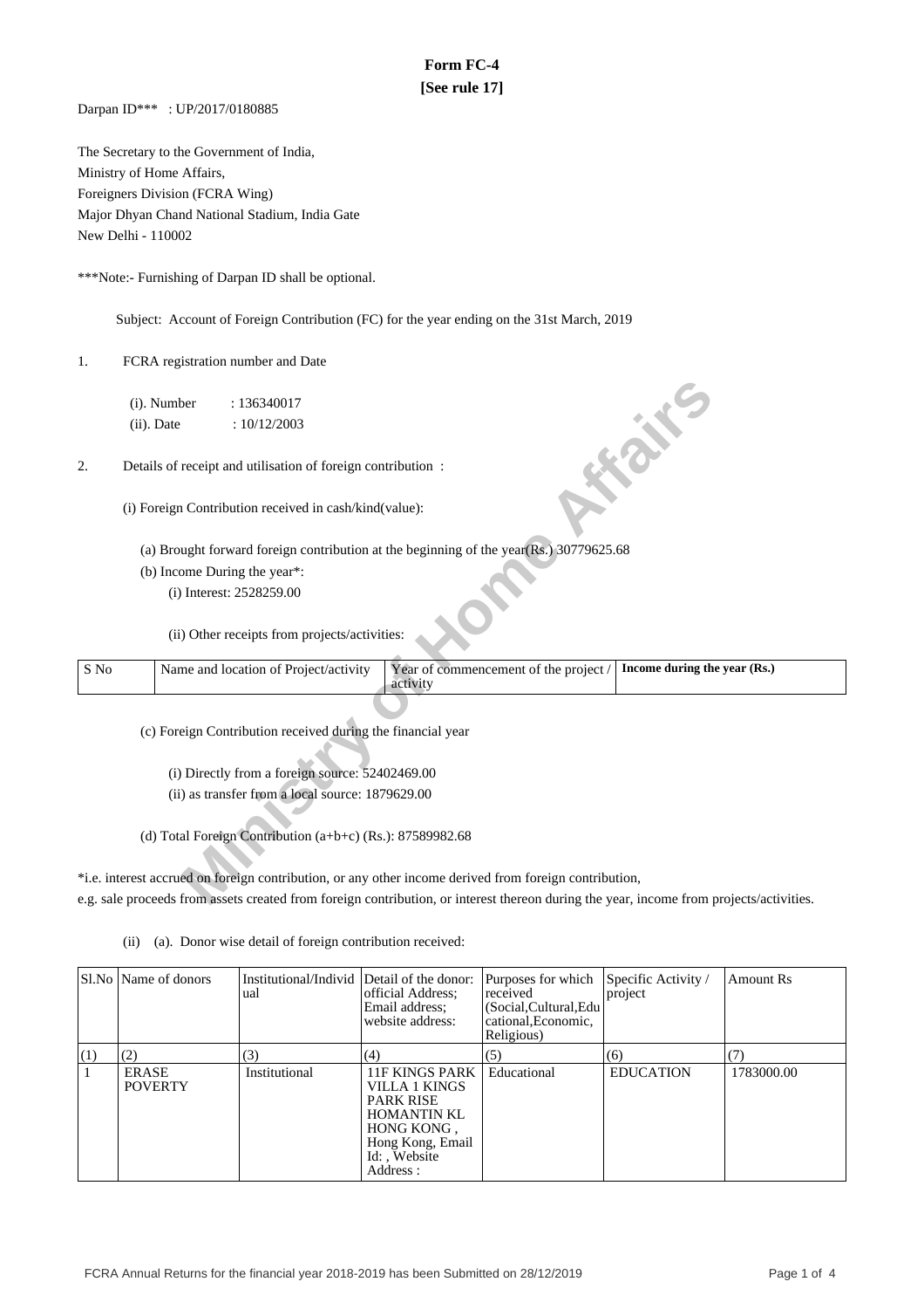# Form FC-4
**[See rule 17]**

Darpan ID*** : UP/2017/0180885

The Secretary to the Government of India,
Ministry of Home Affairs,
Foreigners Division (FCRA Wing)
Major Dhyan Chand National Stadium, India Gate
New Delhi - 110002

***Note:- Furnishing of Darpan ID shall be optional.

Subject: Account of Foreign Contribution (FC) for the year ending on the 31st March, 2019

1. FCRA registration number and Date

   (i). Number : 136340017
   (ii). Date : 10/12/2003

2. Details of receipt and utilisation of foreign contribution :

   (i) Foreign Contribution received in cash/kind(value):

   (a) Brought forward foreign contribution at the beginning of the year(Rs.) 30779625.68
   (b) Income During the year*:
   (i) Interest: 2528259.00

   (ii) Other receipts from projects/activities:

| S No | Name and location of Project/activity | Year of commencement of the project / activity | **Income during the year (Rs.)** |
|---|---|---|---|

   (c) Foreign Contribution received during the financial year

   (i) Directly from a foreign source: 52402469.00
   (ii) as transfer from a local source: 1879629.00

   (d) Total Foreign Contribution (a+b+c) (Rs.): 87589982.68

*i.e. interest accrued on foreign contribution, or any other income derived from foreign contribution,
e.g. sale proceeds from assets created from foreign contribution, or interest thereon during the year, income from projects/activities.

   (ii) (a). Donor wise detail of foreign contribution received:

| Sl.No | Name of donors | Institutional/Individual | Detail of the donor: official Address; Email address; website address: | Purposes for which received (Social,Cultural,Educational,Economic, Religious) | Specific Activity / project | Amount Rs |
|---|---|---|---|---|---|---|
| (1) | (2) | (3) | (4) | (5) | (6) | (7) |
| 1 | ERASE POVERTY | Institutional | 11F KINGS PARK VILLA 1 KINGS PARK RISE HOMANTIN KL HONG KONG , Hong Kong, Email Id: , Website Address : | Educational | EDUCATION | 1783000.00 |

FCRA Annual Returns for the financial year 2018-2019 has been Submitted on 28/12/2019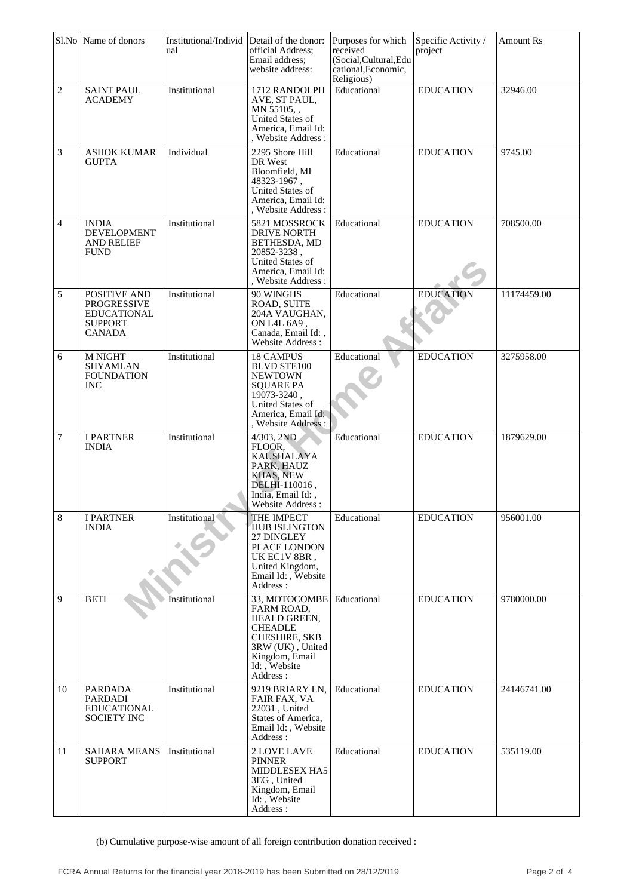| Sl.No | Name of donors | Institutional/Individual | Detail of the donor: official Address; Email address; website address: | Purposes for which received (Social,Cultural,Educational,Economic, Religious) | Specific Activity / project | Amount Rs |
|---|---|---|---|---|---|---|
| 2 | SAINT PAUL ACADEMY | Institutional | 1712 RANDOLPH AVE, ST PAUL, MN 55105, , United States of America, Email Id: , Website Address : | Educational | EDUCATION | 32946.00 |
| 3 | ASHOK KUMAR GUPTA | Individual | 2295 Shore Hill DR West Bloomfield, MI 48323-1967 , United States of America, Email Id: , Website Address : | Educational | EDUCATION | 9745.00 |
| 4 | INDIA DEVELOPMENT AND RELIEF FUND | Institutional | 5821 MOSSROCK DRIVE NORTH BETHESDA, MD 20852-3238 , United States of America, Email Id: , Website Address : | Educational | EDUCATION | 708500.00 |
| 5 | POSITIVE AND PROGRESSIVE EDUCATIONAL SUPPORT CANADA | Institutional | 90 WINGHS ROAD, SUITE 204A VAUGHAN, ON L4L 6A9 , Canada, Email Id: , Website Address : | Educational | EDUCATION | 11174459.00 |
| 6 | M NIGHT SHYAMLAN FOUNDATION INC | Institutional | 18 CAMPUS BLVD STE100 NEWTOWN SQUARE PA 19073-3240 , United States of America, Email Id: , Website Address : | Educational | EDUCATION | 3275958.00 |
| 7 | I PARTNER INDIA | Institutional | 4/303, 2ND FLOOR, KAUSHALAYA PARK, HAUZ KHAS, NEW DELHI-110016 , India, Email Id: , Website Address : | Educational | EDUCATION | 1879629.00 |
| 8 | I PARTNER INDIA | Institutional | THE IMPECT HUB ISLINGTON 27 DINGLEY PLACE LONDON UK EC1V 8BR , United Kingdom, Email Id: , Website Address : | Educational | EDUCATION | 956001.00 |
| 9 | BETI | Institutional | 33, MOTOCOMBE FARM ROAD, HEALD GREEN, CHEADLE CHESHIRE, SKB 3RW (UK) , United Kingdom, Email Id: , Website Address : | Educational | EDUCATION | 9780000.00 |
| 10 | PARDADA PARDADI EDUCATIONAL SOCIETY INC | Institutional | 9219 BRIARY LN, FAIR FAX, VA 22031 , United States of America, Email Id: , Website Address : | Educational | EDUCATION | 24146741.00 |
| 11 | SAHARA MEANS SUPPORT | Institutional | 2 LOVE LAVE PINNER MIDDLESEX HA5 3EG , United Kingdom, Email Id: , Website Address : | Educational | EDUCATION | 535119.00 |

(b) Cumulative purpose-wise amount of all foreign contribution donation received :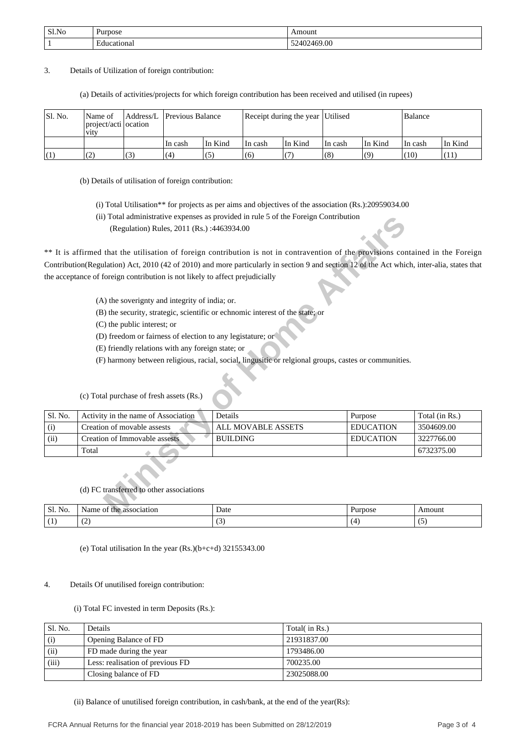| Sl.No | Purpose | Amount |
| --- | --- | --- |
| 1 | Educational | 52402469.00 |

3. Details of Utilization of foreign contribution:

(a) Details of activities/projects for which foreign contribution has been received and utilised (in rupees)

| Sl. No. | Name of project/activity | Address/Location | Previous Balance | | Receipt during the year | | Utilised | | Balance | |
| --- | --- | --- | --- | --- | --- | --- | --- | --- | --- | --- |
| | | | In cash | In Kind | In cash | In Kind | In cash | In Kind | In cash | In Kind |
| (1) | (2) | (3) | (4) | (5) | (6) | (7) | (8) | (9) | (10) | (11) |

(b) Details of utilisation of foreign contribution:

(i) Total Utilisation** for projects as per aims and objectives of the association (Rs.):20959034.00

(ii) Total administrative expenses as provided in rule 5 of the Foreign Contribution (Regulation) Rules, 2011 (Rs.) :4463934.00

** It is affirmed that the utilisation of foreign contribution is not in contravention of the provisions contained in the Foreign Contribution(Regulation) Act, 2010 (42 of 2010) and more particularly in section 9 and section 12 of the Act which, inter-alia, states that the acceptance of foreign contribution is not likely to affect prejudicially

(A) the soverignty and integrity of india; or.

(B) the security, strategic, scientific or echnomic interest of the state; or

(C) the public interest; or

(D) freedom or fairness of election to any legistature; or

(E) friendly relations with any foreign state; or

(F) harmony between religious, racial, social, lingusitic or relgional groups, castes or communities.

(c) Total purchase of fresh assets (Rs.)

| Sl. No. | Activity in the name of Association | Details | Purpose | Total (in Rs.) |
| --- | --- | --- | --- | --- |
| (i) | Creation of movable assests | ALL MOVABLE ASSETS | EDUCATION | 3504609.00 |
| (ii) | Creation of Immovable assests | BUILDING | EDUCATION | 3227766.00 |
| | Total | | | 6732375.00 |

(d) FC transferred to other associations

| Sl. No. | Name of the association | Date | Purpose | Amount |
| --- | --- | --- | --- | --- |
| (1) | (2) | (3) | (4) | (5) |

(e) Total utilisation In the year (Rs.)(b+c+d) 32155343.00

4. Details Of unutilised foreign contribution:

(i) Total FC invested in term Deposits (Rs.):

| Sl. No. | Details | Total( in Rs.) |
| --- | --- | --- |
| (i) | Opening Balance of FD | 21931837.00 |
| (ii) | FD made during the year | 1793486.00 |
| (iii) | Less: realisation of previous FD | 700235.00 |
| | Closing balance of FD | 23025088.00 |

(ii) Balance of unutilised foreign contribution, in cash/bank, at the end of the year(Rs):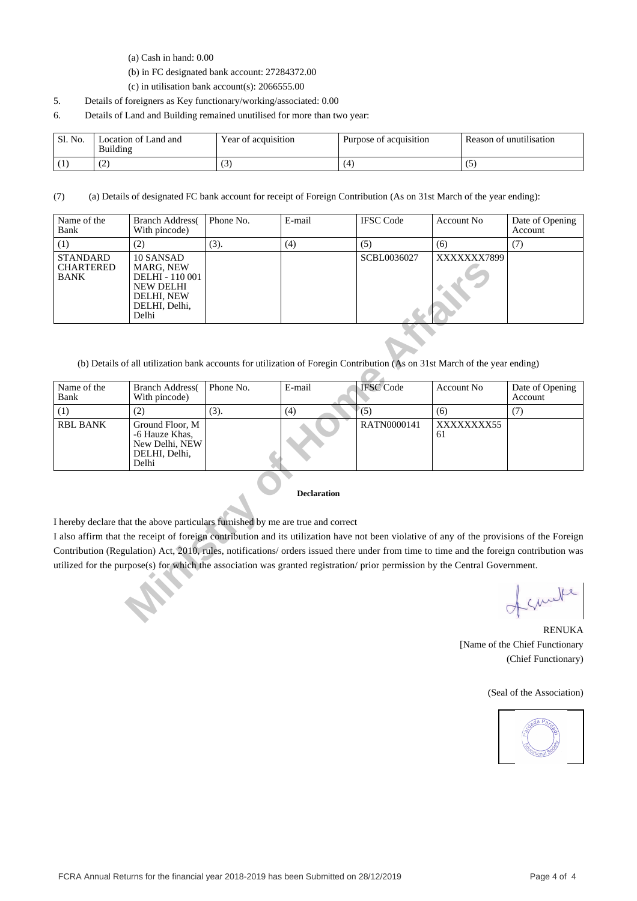(a) Cash in hand: 0.00

(b) in FC designated bank account: 27284372.00

(c) in utilisation bank account(s): 2066555.00

5. Details of foreigners as Key functionary/working/associated: 0.00

6. Details of Land and Building remained unutilised for more than two year:

| Sl. No. | Location of Land and Building | Year of acquisition | Purpose of acquisition | Reason of unutilisation |
|---|---|---|---|---|
| (1) | (2) | (3) | (4) | (5) |

(7) (a) Details of designated FC bank account for receipt of Foreign Contribution (As on 31st March of the year ending):

| Name of the Bank | Branch Address( With pincode) | Phone No. | E-mail | IFSC Code | Account No | Date of Opening Account |
|---|---|---|---|---|---|---|
| (1) | (2) | (3). | (4) | (5) | (6) | (7) |
| STANDARD CHARTERED BANK | 10 SANSAD MARG, NEW DELHI - 110 001 NEW DELHI DELHI, NEW DELHI, Delhi, Delhi | | | SCBL0036027 | XXXXXXX7899 | |

(b) Details of all utilization bank accounts for utilization of Foregin Contribution (As on 31st March of the year ending)

| Name of the Bank | Branch Address( With pincode) | Phone No. | E-mail | IFSC Code | Account No | Date of Opening Account |
|---|---|---|---|---|---|---|
| (1) | (2) | (3). | (4) | (5) | (6) | (7) |
| RBL BANK | Ground Floor, M -6 Hauze Khas, New Delhi, NEW DELHI, Delhi, Delhi | | | RATN0000141 | XXXXXXXX5561 | |

**Declaration**

I hereby declare that the above particulars furnished by me are true and correct

I also affirm that the receipt of foreign contribution and its utilization have not been violative of any of the provisions of the Foreign Contribution (Regulation) Act, 2010, rules, notifications/ orders issued there under from time to time and the foreign contribution was utilized for the purpose(s) for which the association was granted registration/ prior permission by the Central Government.

RENUKA
[Name of the Chief Functionary
(Chief Functionary)

(Seal of the Association)

FCRA Annual Returns for the financial year 2018-2019 has been Submitted on 28/12/2019